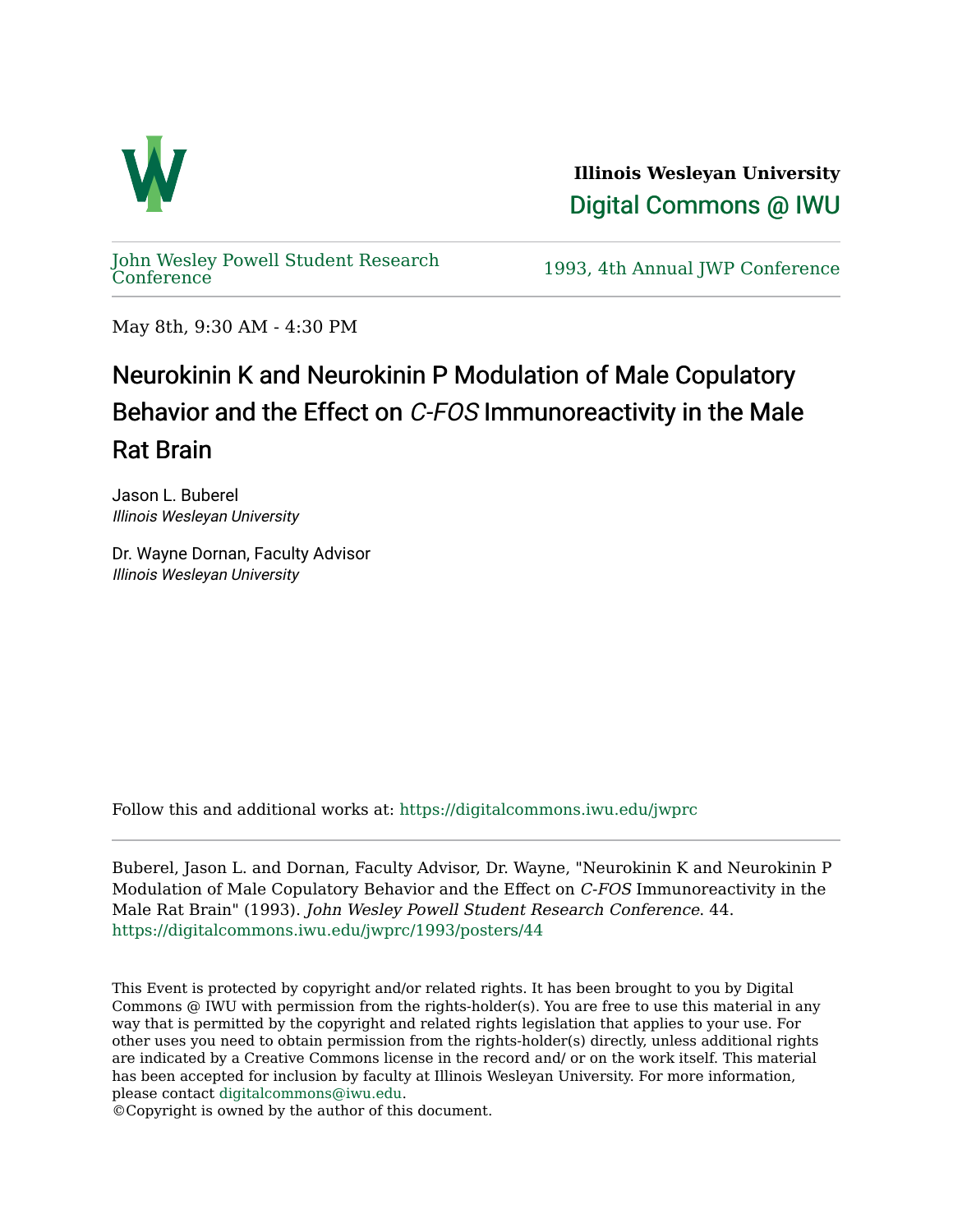**Illinois Wesleyan University**

Digital Commons @ IWU

John Wesley Powell Student Research Conference

1993, 4th Annual JWP Conference

May 8th, 9:30 AM - 4:30 PM

# Neurokinin K and Neurokinin P Modulation of Male Copulatory Behavior and the Effect on *C-FOS* Immunoreactivity in the Male Rat Brain

Jason L. Buberel
*Illinois Wesleyan University*

Dr. Wayne Dornan, Faculty Advisor
*Illinois Wesleyan University*

Follow this and additional works at: https://digitalcommons.iwu.edu/jwprc

Buberel, Jason L. and Dornan, Faculty Advisor, Dr. Wayne, "Neurokinin K and Neurokinin P Modulation of Male Copulatory Behavior and the Effect on *C-FOS* Immunoreactivity in the Male Rat Brain" (1993). *John Wesley Powell Student Research Conference*. 44.
https://digitalcommons.iwu.edu/jwprc/1993/posters/44

This Event is protected by copyright and/or related rights. It has been brought to you by Digital Commons @ IWU with permission from the rights-holder(s). You are free to use this material in any way that is permitted by the copyright and related rights legislation that applies to your use. For other uses you need to obtain permission from the rights-holder(s) directly, unless additional rights are indicated by a Creative Commons license in the record and/ or on the work itself. This material has been accepted for inclusion by faculty at Illinois Wesleyan University. For more information, please contact digitalcommons@iwu.edu.
©Copyright is owned by the author of this document.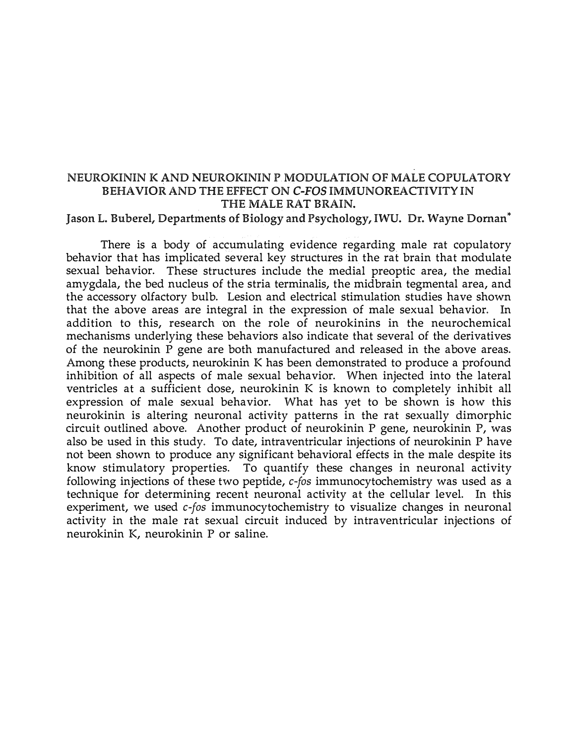# NEUROKININ K AND NEUROKININ P MODULATION OF MALE COPULATORY BEHAVIOR AND THE EFFECT ON *C-FOS* IMMUNOREACTIVITY IN THE MALE RAT BRAIN.

Jason L. Buberel, Departments of Biology and Psychology, IWU. Dr. Wayne Dornan*

There is a body of accumulating evidence regarding male rat copulatory behavior that has implicated several key structures in the rat brain that modulate sexual behavior. These structures include the medial preoptic area, the medial amygdala, the bed nucleus of the stria terminalis, the midbrain tegmental area, and the accessory olfactory bulb. Lesion and electrical stimulation studies have shown that the above areas are integral in the expression of male sexual behavior. In addition to this, research on the role of neurokinins in the neurochemical mechanisms underlying these behaviors also indicate that several of the derivatives of the neurokinin P gene are both manufactured and released in the above areas. Among these products, neurokinin K has been demonstrated to produce a profound inhibition of all aspects of male sexual behavior. When injected into the lateral ventricles at a sufficient dose, neurokinin K is known to completely inhibit all expression of male sexual behavior. What has yet to be shown is how this neurokinin is altering neuronal activity patterns in the rat sexually dimorphic circuit outlined above. Another product of neurokinin P gene, neurokinin P, was also be used in this study. To date, intraventricular injections of neurokinin P have not been shown to produce any significant behavioral effects in the male despite its know stimulatory properties. To quantify these changes in neuronal activity following injections of these two peptide, *c-fos* immunocytochemistry was used as a technique for determining recent neuronal activity at the cellular level. In this experiment, we used *c-fos* immunocytochemistry to visualize changes in neuronal activity in the male rat sexual circuit induced by intraventricular injections of neurokinin K, neurokinin P or saline.